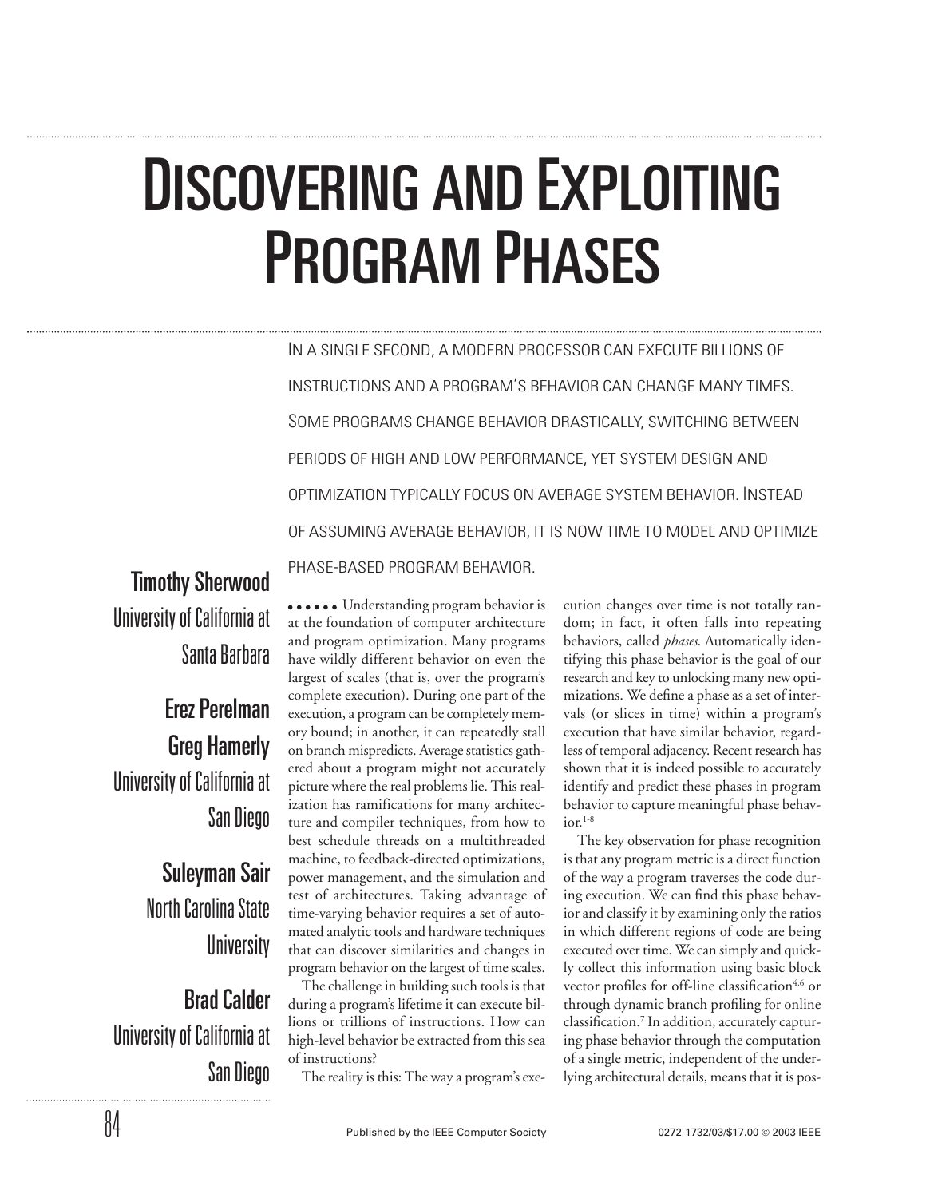# Discovering and Exploiting Program Phases

In a single second, a modern processor can execute billions of instructions and a program's behavior can change many times. Some programs change behavior drastically, switching between periods of high and low performance, yet system design and optimization typically focus on average system behavior. Instead of assuming average behavior, it is now time to model and optimize phase-based program behavior.

**Timothy Sherwood**
University of California at Santa Barbara

**Erez Perelman**
**Greg Hamerly**
University of California at San Diego

**Suleyman Sair**
North Carolina State University

**Brad Calder**
University of California at San Diego

Understanding program behavior is at the foundation of computer architecture and program optimization. Many programs have wildly different behavior on even the largest of scales (that is, over the program's complete execution). During one part of the execution, a program can be completely memory bound; in another, it can repeatedly stall on branch mispredicts. Average statistics gathered about a program might not accurately picture where the real problems lie. This realization has ramifications for many architecture and compiler techniques, from how to best schedule threads on a multithreaded machine, to feedback-directed optimizations, power management, and the simulation and test of architectures. Taking advantage of time-varying behavior requires a set of automated analytic tools and hardware techniques that can discover similarities and changes in program behavior on the largest of time scales.

The challenge in building such tools is that during a program's lifetime it can execute billions or trillions of instructions. How can high-level behavior be extracted from this sea of instructions?

The reality is this: The way a program's execution changes over time is not totally random; in fact, it often falls into repeating behaviors, called *phases*. Automatically identifying this phase behavior is the goal of our research and key to unlocking many new optimizations. We define a phase as a set of intervals (or slices in time) within a program's execution that have similar behavior, regardless of temporal adjacency. Recent research has shown that it is indeed possible to accurately identify and predict these phases in program behavior to capture meaningful phase behavior.[1-8]

The key observation for phase recognition is that any program metric is a direct function of the way a program traverses the code during execution. We can find this phase behavior and classify it by examining only the ratios in which different regions of code are being executed over time. We can simply and quickly collect this information using basic block vector profiles for off-line classification[4,6] or through dynamic branch profiling for online classification.[7] In addition, accurately capturing phase behavior through the computation of a single metric, independent of the underlying architectural details, means that it is pos-

Published by the IEEE Computer Society 0272-1732/03/$17.00 © 2003 IEEE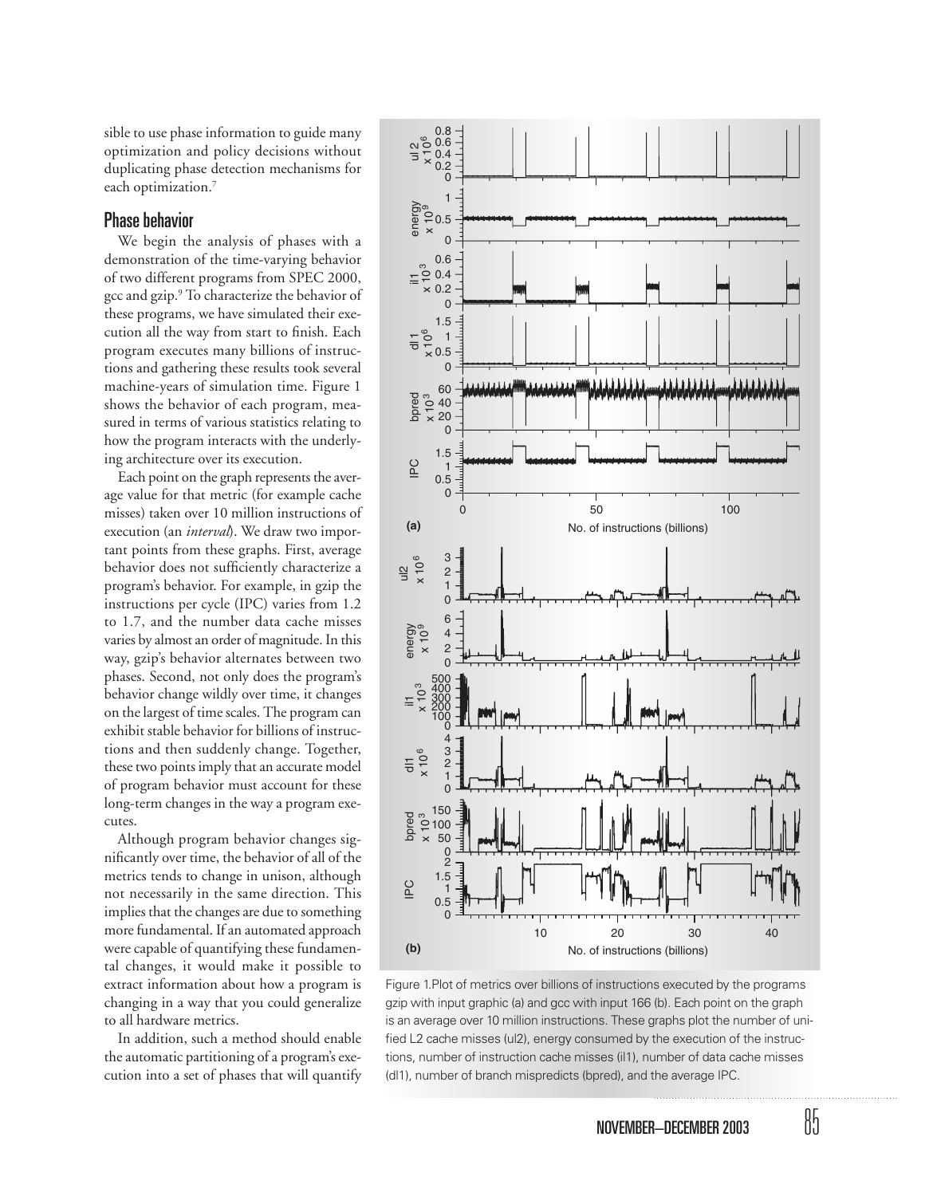sible to use phase information to guide many optimization and policy decisions without duplicating phase detection mechanisms for each optimization.[7]

## Phase behavior

We begin the analysis of phases with a demonstration of the time-varying behavior of two different programs from SPEC 2000, gcc and gzip.[9] To characterize the behavior of these programs, we have simulated their execution all the way from start to finish. Each program executes many billions of instructions and gathering these results took several machine-years of simulation time. Figure 1 shows the behavior of each program, measured in terms of various statistics relating to how the program interacts with the underlying architecture over its execution.

Each point on the graph represents the average value for that metric (for example cache misses) taken over 10 million instructions of execution (an *interval*). We draw two important points from these graphs. First, average behavior does not sufficiently characterize a program's behavior. For example, in gzip the instructions per cycle (IPC) varies from 1.2 to 1.7, and the number data cache misses varies by almost an order of magnitude. In this way, gzip's behavior alternates between two phases. Second, not only does the program's behavior change wildly over time, it changes on the largest of time scales. The program can exhibit stable behavior for billions of instructions and then suddenly change. Together, these two points imply that an accurate model of program behavior must account for these long-term changes in the way a program executes.

Although program behavior changes significantly over time, the behavior of all of the metrics tends to change in unison, although not necessarily in the same direction. This implies that the changes are due to something more fundamental. If an automated approach were capable of quantifying these fundamental changes, it would make it possible to extract information about how a program is changing in a way that you could generalize to all hardware metrics.

In addition, such a method should enable the automatic partitioning of a program's execution into a set of phases that will quantify

Figure 1. Plot of metrics over billions of instructions executed by the programs gzip with input graphic (a) and gcc with input 166 (b). Each point on the graph is an average over 10 million instructions. These graphs plot the number of unified L2 cache misses (ul2), energy consumed by the execution of the instructions, number of instruction cache misses (il1), number of data cache misses (dl1), number of branch mispredicts (bpred), and the average IPC.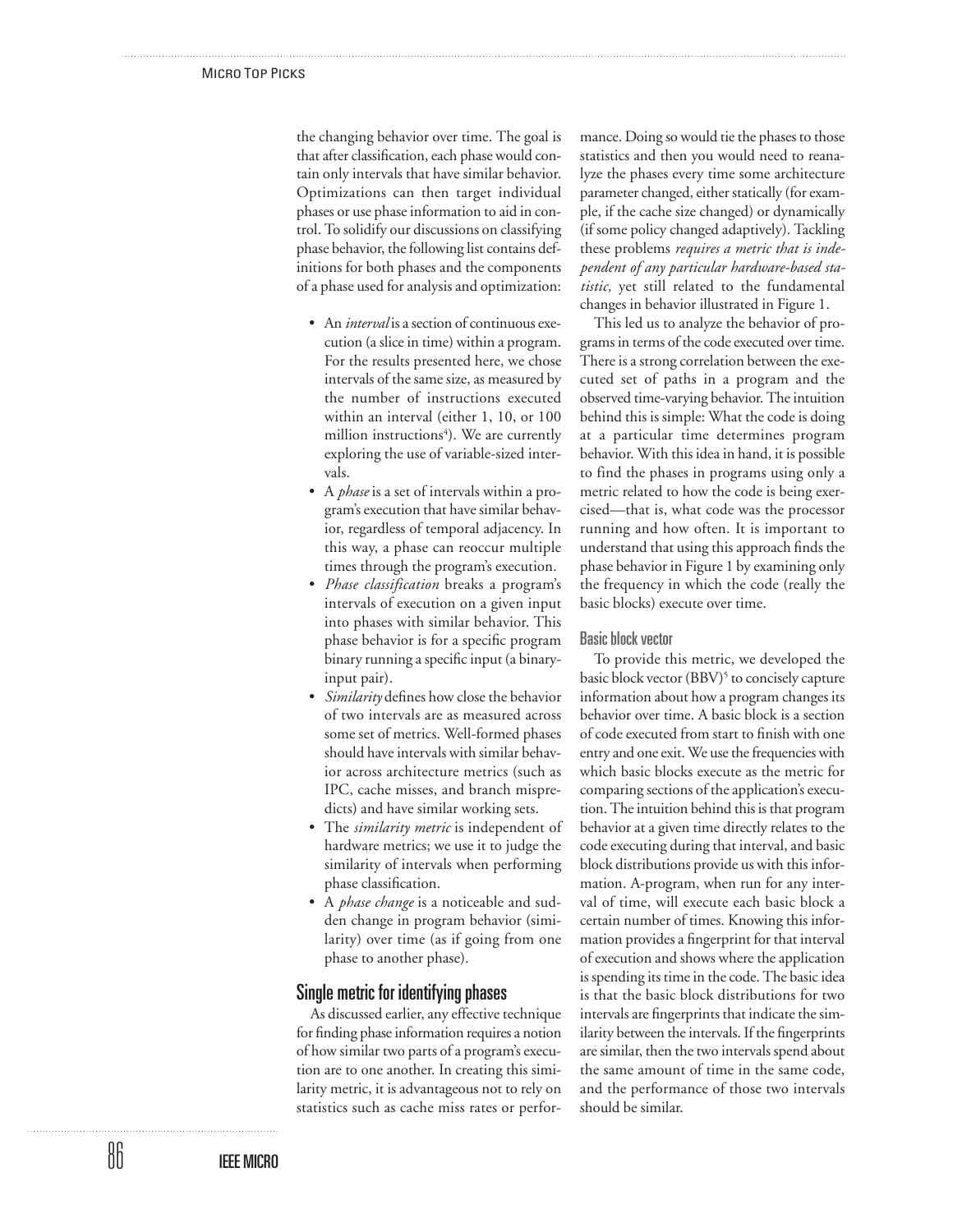the changing behavior over time. The goal is that after classification, each phase would contain only intervals that have similar behavior. Optimizations can then target individual phases or use phase information to aid in control. To solidify our discussions on classifying phase behavior, the following list contains definitions for both phases and the components of a phase used for analysis and optimization:

- An *interval* is a section of continuous execution (a slice in time) within a program. For the results presented here, we chose intervals of the same size, as measured by the number of instructions executed within an interval (either 1, 10, or 100 million instructions[4]). We are currently exploring the use of variable-sized intervals.
- A *phase* is a set of intervals within a program's execution that have similar behavior, regardless of temporal adjacency. In this way, a phase can reoccur multiple times through the program's execution.
- *Phase classification* breaks a program's intervals of execution on a given input into phases with similar behavior. This phase behavior is for a specific program binary running a specific input (a binary-input pair).
- *Similarity* defines how close the behavior of two intervals are as measured across some set of metrics. Well-formed phases should have intervals with similar behavior across architecture metrics (such as IPC, cache misses, and branch mispredicts) and have similar working sets.
- The *similarity metric* is independent of hardware metrics; we use it to judge the similarity of intervals when performing phase classification.
- A *phase change* is a noticeable and sudden change in program behavior (similarity) over time (as if going from one phase to another phase).

## Single metric for identifying phases

As discussed earlier, any effective technique for finding phase information requires a notion of how similar two parts of a program's execution are to one another. In creating this similarity metric, it is advantageous not to rely on statistics such as cache miss rates or performance. Doing so would tie the phases to those statistics and then you would need to reanalyze the phases every time some architecture parameter changed, either statically (for example, if the cache size changed) or dynamically (if some policy changed adaptively). Tackling these problems *requires a metric that is independent of any particular hardware-based statistic,* yet still related to the fundamental changes in behavior illustrated in Figure 1.

This led us to analyze the behavior of programs in terms of the code executed over time. There is a strong correlation between the executed set of paths in a program and the observed time-varying behavior. The intuition behind this is simple: What the code is doing at a particular time determines program behavior. With this idea in hand, it is possible to find the phases in programs using only a metric related to how the code is being exercised—that is, what code was the processor running and how often. It is important to understand that using this approach finds the phase behavior in Figure 1 by examining only the frequency in which the code (really the basic blocks) execute over time.

### Basic block vector

To provide this metric, we developed the basic block vector (BBV)[5] to concisely capture information about how a program changes its behavior over time. A basic block is a section of code executed from start to finish with one entry and one exit. We use the frequencies with which basic blocks execute as the metric for comparing sections of the application's execution. The intuition behind this is that program behavior at a given time directly relates to the code executing during that interval, and basic block distributions provide us with this information. A-program, when run for any interval of time, will execute each basic block a certain number of times. Knowing this information provides a fingerprint for that interval of execution and shows where the application is spending its time in the code. The basic idea is that the basic block distributions for two intervals are fingerprints that indicate the similarity between the intervals. If the fingerprints are similar, then the two intervals spend about the same amount of time in the same code, and the performance of those two intervals should be similar.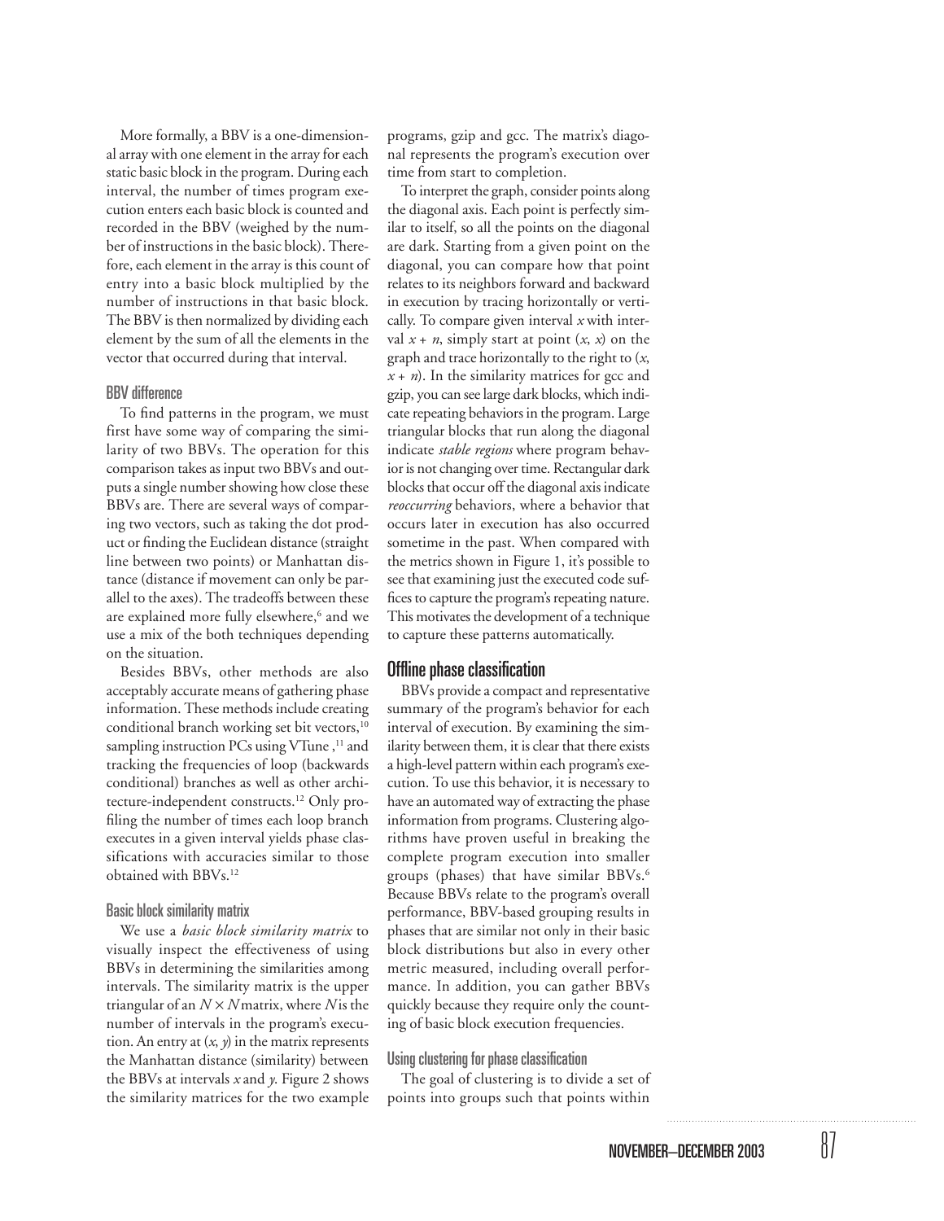More formally, a BBV is a one-dimensional array with one element in the array for each static basic block in the program. During each interval, the number of times program execution enters each basic block is counted and recorded in the BBV (weighed by the number of instructions in the basic block). Therefore, each element in the array is this count of entry into a basic block multiplied by the number of instructions in that basic block. The BBV is then normalized by dividing each element by the sum of all the elements in the vector that occurred during that interval.

### BBV difference

To find patterns in the program, we must first have some way of comparing the similarity of two BBVs. The operation for this comparison takes as input two BBVs and outputs a single number showing how close these BBVs are. There are several ways of comparing two vectors, such as taking the dot product or finding the Euclidean distance (straight line between two points) or Manhattan distance (distance if movement can only be parallel to the axes). The tradeoffs between these are explained more fully elsewhere,[6] and we use a mix of the both techniques depending on the situation.

Besides BBVs, other methods are also acceptably accurate means of gathering phase information. These methods include creating conditional branch working set bit vectors,[10] sampling instruction PCs using VTune ,[11] and tracking the frequencies of loop (backwards conditional) branches as well as other architecture-independent constructs.[12] Only profiling the number of times each loop branch executes in a given interval yields phase classifications with accuracies similar to those obtained with BBVs.[12]

### Basic block similarity matrix

We use a *basic block similarity matrix* to visually inspect the effectiveness of using BBVs in determining the similarities among intervals. The similarity matrix is the upper triangular of an $N \times N$ matrix, where $N$ is the number of intervals in the program's execution. An entry at $(x, y)$ in the matrix represents the Manhattan distance (similarity) between the BBVs at intervals $x$ and $y$. Figure 2 shows the similarity matrices for the two example programs, gzip and gcc. The matrix's diagonal represents the program's execution over time from start to completion.

To interpret the graph, consider points along the diagonal axis. Each point is perfectly similar to itself, so all the points on the diagonal are dark. Starting from a given point on the diagonal, you can compare how that point relates to its neighbors forward and backward in execution by tracing horizontally or vertically. To compare given interval $x$ with interval $x + n$, simply start at point $(x, x)$ on the graph and trace horizontally to the right to $(x, x + n)$. In the similarity matrices for gcc and gzip, you can see large dark blocks, which indicate repeating behaviors in the program. Large triangular blocks that run along the diagonal indicate *stable regions* where program behavior is not changing over time. Rectangular dark blocks that occur off the diagonal axis indicate *reoccurring* behaviors, where a behavior that occurs later in execution has also occurred sometime in the past. When compared with the metrics shown in Figure 1, it's possible to see that examining just the executed code suffices to capture the program's repeating nature. This motivates the development of a technique to capture these patterns automatically.

## Offline phase classification

BBVs provide a compact and representative summary of the program's behavior for each interval of execution. By examining the similarity between them, it is clear that there exists a high-level pattern within each program's execution. To use this behavior, it is necessary to have an automated way of extracting the phase information from programs. Clustering algorithms have proven useful in breaking the complete program execution into smaller groups (phases) that have similar BBVs.[6] Because BBVs relate to the program's overall performance, BBV-based grouping results in phases that are similar not only in their basic block distributions but also in every other metric measured, including overall performance. In addition, you can gather BBVs quickly because they require only the counting of basic block execution frequencies.

### Using clustering for phase classification

The goal of clustering is to divide a set of points into groups such that points within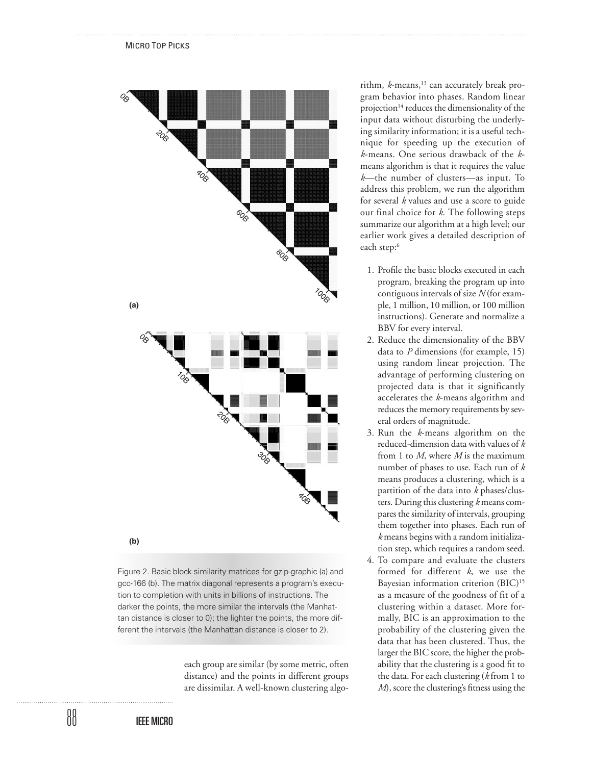Figure 2. Basic block similarity matrices for gzip-graphic (a) and gcc-166 (b). The matrix diagonal represents a program's execution to completion with units in billions of instructions. The darker the points, the more similar the intervals (the Manhattan distance is closer to 0); the lighter the points, the more different the intervals (the Manhattan distance is closer to 2).

each group are similar (by some metric, often distance) and the points in different groups are dissimilar. A well-known clustering algorithm, *k*-means,[13] can accurately break program behavior into phases. Random linear projection[14] reduces the dimensionality of the input data without disturbing the underlying similarity information; it is a useful technique for speeding up the execution of *k*-means. One serious drawback of the *k*-means algorithm is that it requires the value *k*—the number of clusters—as input. To address this problem, we run the algorithm for several *k* values and use a score to guide our final choice for *k*. The following steps summarize our algorithm at a high level; our earlier work gives a detailed description of each step:[6]

1. Profile the basic blocks executed in each program, breaking the program up into contiguous intervals of size *N* (for example, 1 million, 10 million, or 100 million instructions). Generate and normalize a BBV for every interval.
2. Reduce the dimensionality of the BBV data to *P* dimensions (for example, 15) using random linear projection. The advantage of performing clustering on projected data is that it significantly accelerates the *k*-means algorithm and reduces the memory requirements by several orders of magnitude.
3. Run the *k*-means algorithm on the reduced-dimension data with values of *k* from 1 to *M*, where *M* is the maximum number of phases to use. Each run of *k* means produces a clustering, which is a partition of the data into *k* phases/clusters. During this clustering *k* means compares the similarity of intervals, grouping them together into phases. Each run of *k* means begins with a random initialization step, which requires a random seed.
4. To compare and evaluate the clusters formed for different *k*, we use the Bayesian information criterion (BIC)[15] as a measure of the goodness of fit of a clustering within a dataset. More formally, BIC is an approximation to the probability of the clustering given the data that has been clustered. Thus, the larger the BIC score, the higher the probability that the clustering is a good fit to the data. For each clustering (*k* from 1 to *M*), score the clustering's fitness using the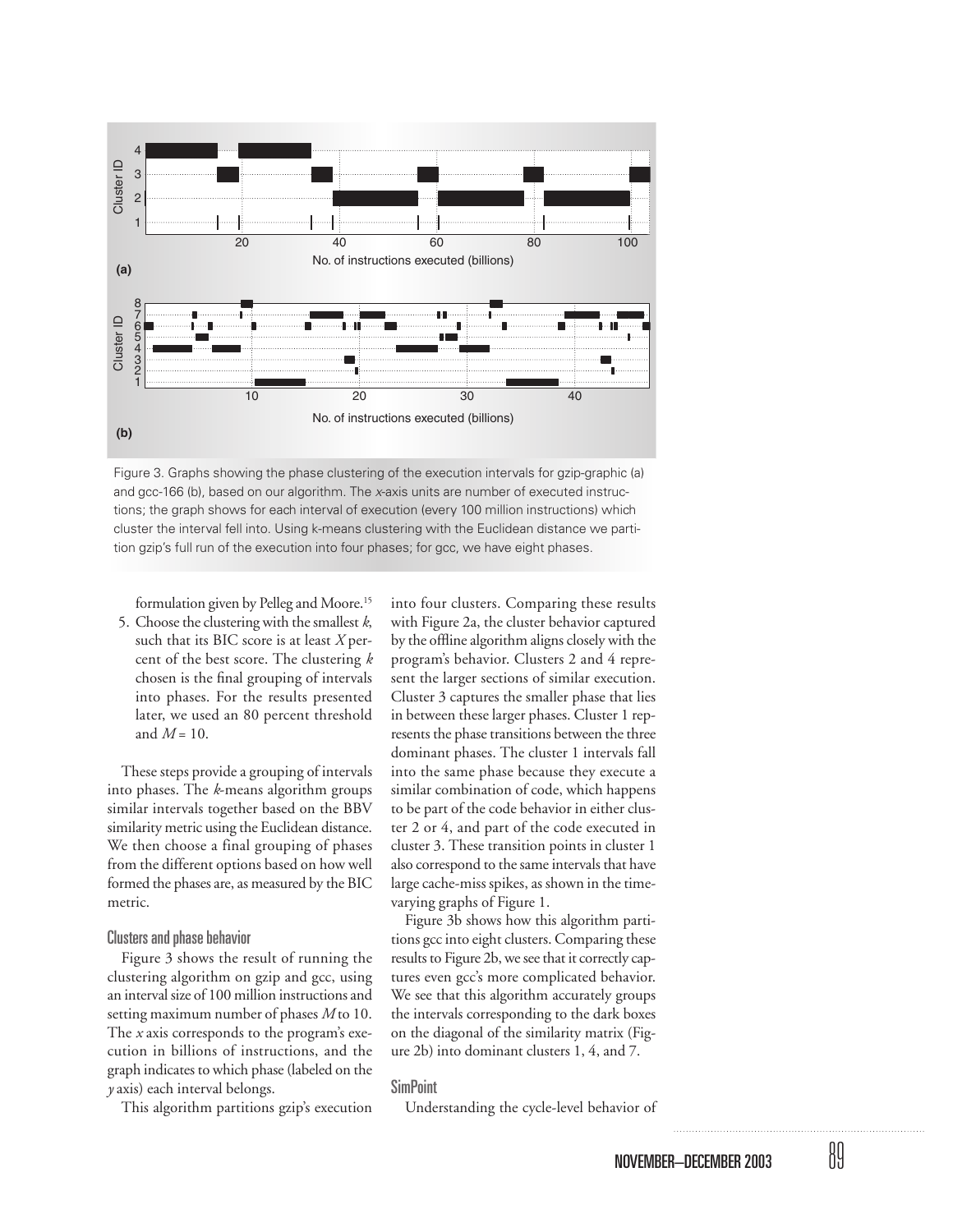Figure 3. Graphs showing the phase clustering of the execution intervals for gzip-graphic (a) and gcc-166 (b), based on our algorithm. The *x*-axis units are number of executed instructions; the graph shows for each interval of execution (every 100 million instructions) which cluster the interval fell into. Using k-means clustering with the Euclidean distance we partition gzip's full run of the execution into four phases; for gcc, we have eight phases.

formulation given by Pelleg and Moore.[15]

5. Choose the clustering with the smallest *k*, such that its BIC score is at least *X* percent of the best score. The clustering *k* chosen is the final grouping of intervals into phases. For the results presented later, we used an 80 percent threshold and $M = 10$.

These steps provide a grouping of intervals into phases. The *k*-means algorithm groups similar intervals together based on the BBV similarity metric using the Euclidean distance. We then choose a final grouping of phases from the different options based on how well formed the phases are, as measured by the BIC metric.

### Clusters and phase behavior

Figure 3 shows the result of running the clustering algorithm on gzip and gcc, using an interval size of 100 million instructions and setting maximum number of phases *M* to 10. The *x* axis corresponds to the program's execution in billions of instructions, and the graph indicates to which phase (labeled on the *y* axis) each interval belongs.

This algorithm partitions gzip's execution into four clusters. Comparing these results with Figure 2a, the cluster behavior captured by the offline algorithm aligns closely with the program's behavior. Clusters 2 and 4 represent the larger sections of similar execution. Cluster 3 captures the smaller phase that lies in between these larger phases. Cluster 1 represents the phase transitions between the three dominant phases. The cluster 1 intervals fall into the same phase because they execute a similar combination of code, which happens to be part of the code behavior in either cluster 2 or 4, and part of the code executed in cluster 3. These transition points in cluster 1 also correspond to the same intervals that have large cache-miss spikes, as shown in the time-varying graphs of Figure 1.

Figure 3b shows how this algorithm partitions gcc into eight clusters. Comparing these results to Figure 2b, we see that it correctly captures even gcc's more complicated behavior. We see that this algorithm accurately groups the intervals corresponding to the dark boxes on the diagonal of the similarity matrix (Figure 2b) into dominant clusters 1, 4, and 7.

### SimPoint

Understanding the cycle-level behavior of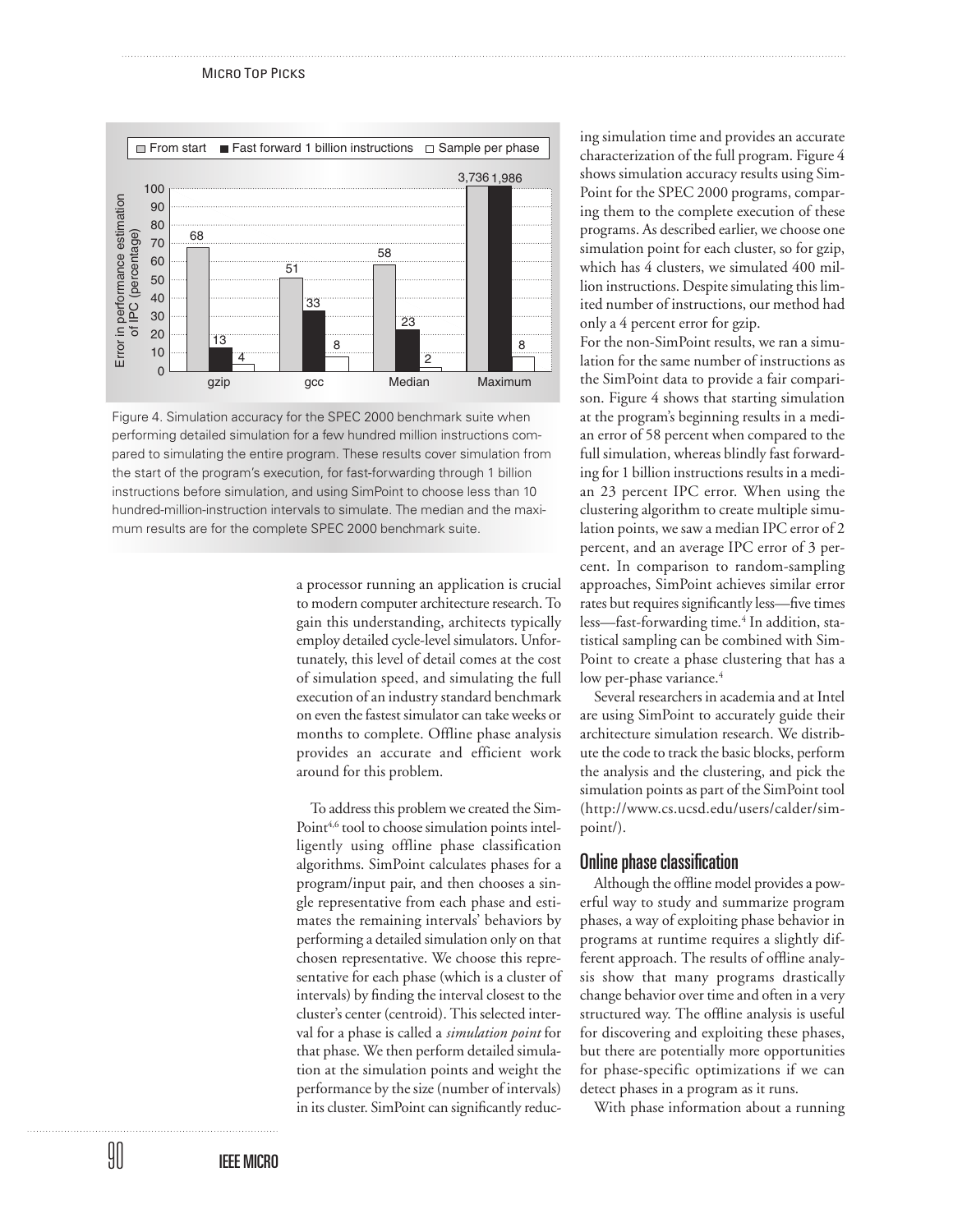Figure 4. Simulation accuracy for the SPEC 2000 benchmark suite when performing detailed simulation for a few hundred million instructions compared to simulating the entire program. These results cover simulation from the start of the program's execution, for fast-forwarding through 1 billion instructions before simulation, and using SimPoint to choose less than 10 hundred-million-instruction intervals to simulate. The median and the maximum results are for the complete SPEC 2000 benchmark suite.

a processor running an application is crucial to modern computer architecture research. To gain this understanding, architects typically employ detailed cycle-level simulators. Unfortunately, this level of detail comes at the cost of simulation speed, and simulating the full execution of an industry standard benchmark on even the fastest simulator can take weeks or months to complete. Offline phase analysis provides an accurate and efficient work around for this problem.

To address this problem we created the SimPoint[4,6] tool to choose simulation points intelligently using offline phase classification algorithms. SimPoint calculates phases for a program/input pair, and then chooses a single representative from each phase and estimates the remaining intervals' behaviors by performing a detailed simulation only on that chosen representative. We choose this representative for each phase (which is a cluster of intervals) by finding the interval closest to the cluster's center (centroid). This selected interval for a phase is called a *simulation point* for that phase. We then perform detailed simulation at the simulation points and weight the performance by the size (number of intervals) in its cluster. SimPoint can significantly reducing simulation time and provides an accurate characterization of the full program. Figure 4 shows simulation accuracy results using SimPoint for the SPEC 2000 programs, comparing them to the complete execution of these programs. As described earlier, we choose one simulation point for each cluster, so for gzip, which has 4 clusters, we simulated 400 million instructions. Despite simulating this limited number of instructions, our method had only a 4 percent error for gzip.

For the non-SimPoint results, we ran a simulation for the same number of instructions as the SimPoint data to provide a fair comparison. Figure 4 shows that starting simulation at the program's beginning results in a median error of 58 percent when compared to the full simulation, whereas blindly fast forwarding for 1 billion instructions results in a median 23 percent IPC error. When using the clustering algorithm to create multiple simulation points, we saw a median IPC error of 2 percent, and an average IPC error of 3 percent. In comparison to random-sampling approaches, SimPoint achieves similar error rates but requires significantly less—five times less—fast-forwarding time.[4] In addition, statistical sampling can be combined with SimPoint to create a phase clustering that has a low per-phase variance.[4]

Several researchers in academia and at Intel are using SimPoint to accurately guide their architecture simulation research. We distribute the code to track the basic blocks, perform the analysis and the clustering, and pick the simulation points as part of the SimPoint tool (http://www.cs.ucsd.edu/users/calder/simpoint/).

## Online phase classification

Although the offline model provides a powerful way to study and summarize program phases, a way of exploiting phase behavior in programs at runtime requires a slightly different approach. The results of offline analysis show that many programs drastically change behavior over time and often in a very structured way. The offline analysis is useful for discovering and exploiting these phases, but there are potentially more opportunities for phase-specific optimizations if we can detect phases in a program as it runs.

With phase information about a running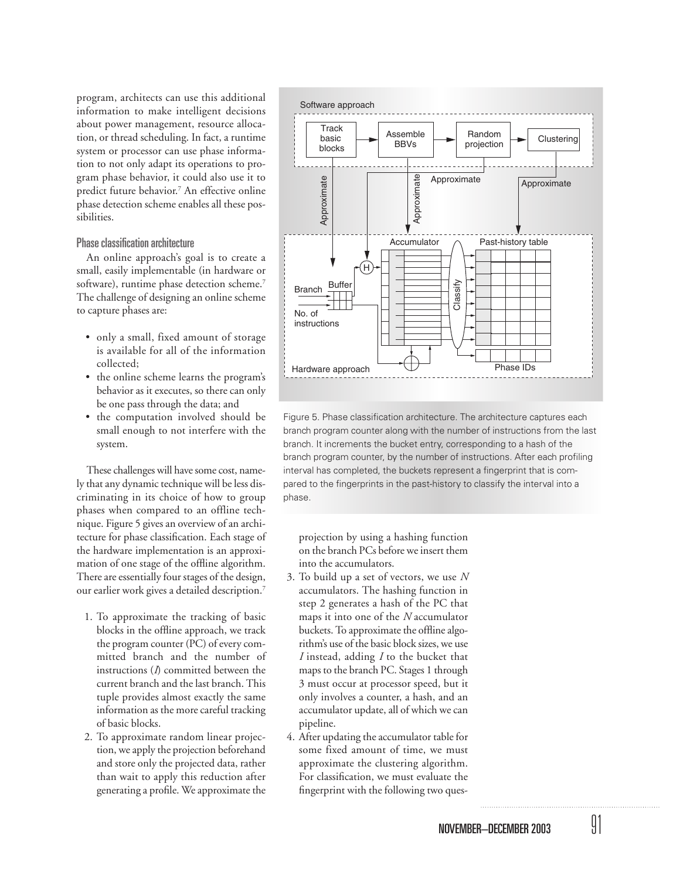program, architects can use this additional information to make intelligent decisions about power management, resource allocation, or thread scheduling. In fact, a runtime system or processor can use phase information to not only adapt its operations to program phase behavior, it could also use it to predict future behavior.[7] An effective online phase detection scheme enables all these possibilities.

### Phase classification architecture

An online approach's goal is to create a small, easily implementable (in hardware or software), runtime phase detection scheme.[7] The challenge of designing an online scheme to capture phases are:

- only a small, fixed amount of storage is available for all of the information collected;
- the online scheme learns the program's behavior as it executes, so there can only be one pass through the data; and
- the computation involved should be small enough to not interfere with the system.

These challenges will have some cost, namely that any dynamic technique will be less discriminating in its choice of how to group phases when compared to an offline technique. Figure 5 gives an overview of an architecture for phase classification. Each stage of the hardware implementation is an approximation of one stage of the offline algorithm. There are essentially four stages of the design, our earlier work gives a detailed description.[7]

Figure 5. Phase classification architecture. The architecture captures each branch program counter along with the number of instructions from the last branch. It increments the bucket entry, corresponding to a hash of the branch program counter, by the number of instructions. After each profiling interval has completed, the buckets represent a fingerprint that is compared to the fingerprints in the past-history to classify the interval into a phase.

1. To approximate the tracking of basic blocks in the offline approach, we track the program counter (PC) of every committed branch and the number of instructions ($I$) committed between the current branch and the last branch. This tuple provides almost exactly the same information as the more careful tracking of basic blocks.
2. To approximate random linear projection, we apply the projection beforehand and store only the projected data, rather than wait to apply this reduction after generating a profile. We approximate the projection by using a hashing function on the branch PCs before we insert them into the accumulators.
3. To build up a set of vectors, we use $N$ accumulators. The hashing function in step 2 generates a hash of the PC that maps it into one of the $N$ accumulator buckets. To approximate the offline algorithm's use of the basic block sizes, we use $I$ instead, adding $I$ to the bucket that maps to the branch PC. Stages 1 through 3 must occur at processor speed, but it only involves a counter, a hash, and an accumulator update, all of which we can pipeline.
4. After updating the accumulator table for some fixed amount of time, we must approximate the clustering algorithm. For classification, we must evaluate the fingerprint with the following two ques-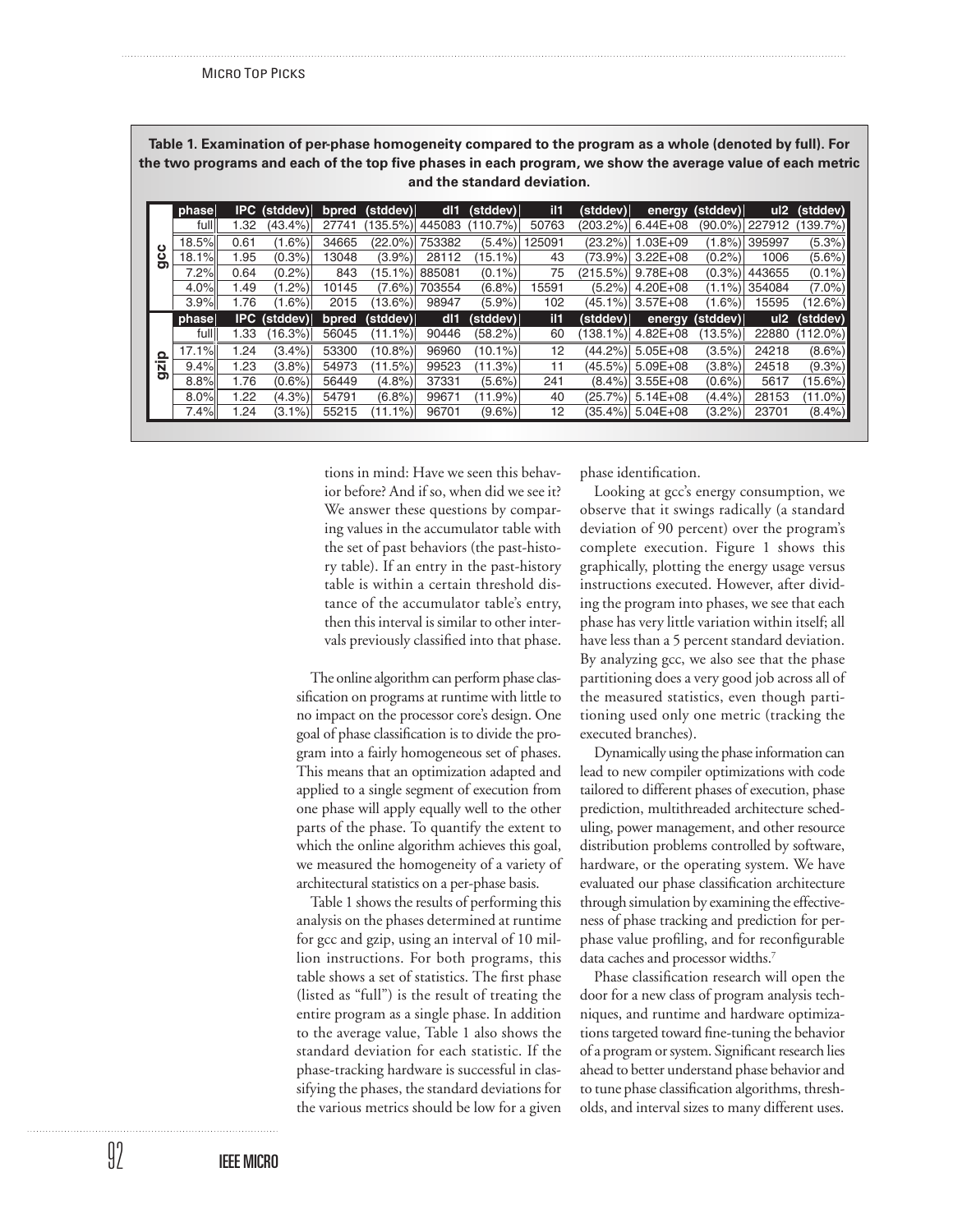**Table 1. Examination of per-phase homogeneity compared to the program as a whole (denoted by full). For the two programs and each of the top five phases in each program, we show the average value of each metric and the standard deviation.**

| | phase | IPC | (stddev) | bpred | (stddev) | dl1 | (stddev) | il1 | (stddev) | energy | (stddev) | ul2 | (stddev) |
|---|---|---|---|---|---|---|---|---|---|---|---|---|---|
| gcc | full | 1.32 | (43.4%) | 27741 | (135.5%) | 445083 | (110.7%) | 50763 | (203.2%) | 6.44E+08 | (90.0%) | 227912 | (139.7%) |
| | 18.5% | 0.61 | (1.6%) | 34665 | (22.0%) | 753382 | (5.4%) | 125091 | (23.2%) | 1.03E+09 | (1.8%) | 395997 | (5.3%) |
| | 18.1% | 1.95 | (0.3%) | 13048 | (3.9%) | 28112 | (15.1%) | 43 | (73.9%) | 3.22E+08 | (0.2%) | 1006 | (5.6%) |
| | 7.2% | 0.64 | (0.2%) | 843 | (15.1%) | 885081 | (0.1%) | 75 | (215.5%) | 9.78E+08 | (0.3%) | 443655 | (0.1%) |
| | 4.0% | 1.49 | (1.2%) | 10145 | (7.6%) | 703554 | (6.8%) | 15591 | (5.2%) | 4.20E+08 | (1.1%) | 354084 | (7.0%) |
| | 3.9% | 1.76 | (1.6%) | 2015 | (13.6%) | 98947 | (5.9%) | 102 | (45.1%) | 3.57E+08 | (1.6%) | 15595 | (12.6%) |
| gzip | phase | IPC | (stddev) | bpred | (stddev) | dl1 | (stddev) | il1 | (stddev) | energy | (stddev) | ul2 | (stddev) |
| | full | 1.33 | (16.3%) | 56045 | (11.1%) | 90446 | (58.2%) | 60 | (138.1%) | 4.82E+08 | (13.5%) | 22880 | (112.0%) |
| | 17.1% | 1.24 | (3.4%) | 53300 | (10.8%) | 96960 | (10.1%) | 12 | (44.2%) | 5.05E+08 | (3.5%) | 24218 | (8.6%) |
| | 9.4% | 1.23 | (3.8%) | 54973 | (11.5%) | 99523 | (11.3%) | 11 | (45.5%) | 5.09E+08 | (3.8%) | 24518 | (9.3%) |
| | 8.8% | 1.76 | (0.6%) | 56449 | (4.8%) | 37331 | (5.6%) | 241 | (8.4%) | 3.55E+08 | (0.6%) | 5617 | (15.6%) |
| | 8.0% | 1.22 | (4.3%) | 54791 | (6.8%) | 99671 | (11.9%) | 40 | (25.7%) | 5.14E+08 | (4.4%) | 28153 | (11.0%) |
| | 7.4% | 1.24 | (3.1%) | 55215 | (11.1%) | 96701 | (9.6%) | 12 | (35.4%) | 5.04E+08 | (3.2%) | 23701 | (8.4%) |

tions in mind: Have we seen this behavior before? And if so, when did we see it? We answer these questions by comparing values in the accumulator table with the set of past behaviors (the past-history table). If an entry in the past-history table is within a certain threshold distance of the accumulator table's entry, then this interval is similar to other intervals previously classified into that phase.

The online algorithm can perform phase classification on programs at runtime with little to no impact on the processor core's design. One goal of phase classification is to divide the program into a fairly homogeneous set of phases. This means that an optimization adapted and applied to a single segment of execution from one phase will apply equally well to the other parts of the phase. To quantify the extent to which the online algorithm achieves this goal, we measured the homogeneity of a variety of architectural statistics on a per-phase basis.

Table 1 shows the results of performing this analysis on the phases determined at runtime for gcc and gzip, using an interval of 10 million instructions. For both programs, this table shows a set of statistics. The first phase (listed as "full") is the result of treating the entire program as a single phase. In addition to the average value, Table 1 also shows the standard deviation for each statistic. If the phase-tracking hardware is successful in classifying the phases, the standard deviations for the various metrics should be low for a given phase identification.

Looking at gcc's energy consumption, we observe that it swings radically (a standard deviation of 90 percent) over the program's complete execution. Figure 1 shows this graphically, plotting the energy usage versus instructions executed. However, after dividing the program into phases, we see that each phase has very little variation within itself; all have less than a 5 percent standard deviation. By analyzing gcc, we also see that the phase partitioning does a very good job across all of the measured statistics, even though partitioning used only one metric (tracking the executed branches).

Dynamically using the phase information can lead to new compiler optimizations with code tailored to different phases of execution, phase prediction, multithreaded architecture scheduling, power management, and other resource distribution problems controlled by software, hardware, or the operating system. We have evaluated our phase classification architecture through simulation by examining the effectiveness of phase tracking and prediction for per-phase value profiling, and for reconfigurable data caches and processor widths.[7]

Phase classification research will open the door for a new class of program analysis techniques, and runtime and hardware optimizations targeted toward fine-tuning the behavior of a program or system. Significant research lies ahead to better understand phase behavior and to tune phase classification algorithms, thresholds, and interval sizes to many different uses.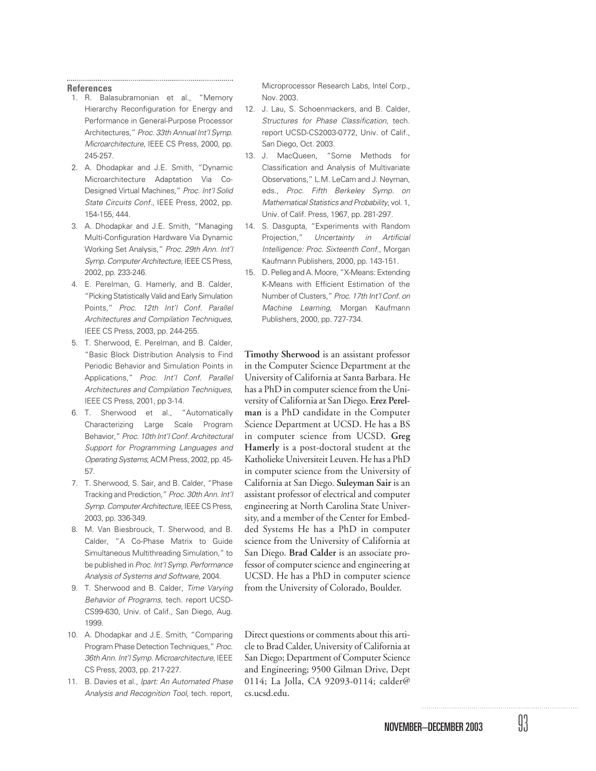## References

1. R. Balasubramonian et al., "Memory Hierarchy Reconfiguration for Energy and Performance in General-Purpose Processor Architectures," *Proc. 33th Annual Int'l Symp. Microarchitecture*, IEEE CS Press, 2000, pp. 245-257.
2. A. Dhodapkar and J.E. Smith, "Dynamic Microarchitecture Adaptation Via Co-Designed Virtual Machines," *Proc. Int'l Solid State Circuits Conf.*, IEEE Press, 2002, pp. 154-155, 444.
3. A. Dhodapkar and J.E. Smith, "Managing Multi-Configuration Hardware Via Dynamic Working Set Analysis," *Proc. 29th Ann. Int'l Symp. Computer Architecture*, IEEE CS Press, 2002, pp. 233-246.
4. E. Perelman, G. Hamerly, and B. Calder, "Picking Statistically Valid and Early Simulation Points," *Proc. 12th Int'l Conf. Parallel Architectures and Compilation Techniques*, IEEE CS Press, 2003, pp. 244-255.
5. T. Sherwood, E. Perelman, and B. Calder, "Basic Block Distribution Analysis to Find Periodic Behavior and Simulation Points in Applications," *Proc. Int'l Conf. Parallel Architectures and Compilation Techniques*, IEEE CS Press, 2001, pp 3-14.
6. T. Sherwood et al., "Automatically Characterizing Large Scale Program Behavior," *Proc. 10th Int'l Conf. Architectural Support for Programming Languages and Operating Systems*, ACM Press, 2002, pp. 45-57.
7. T. Sherwood, S. Sair, and B. Calder, "Phase Tracking and Prediction," *Proc. 30th Ann. Int'l Symp. Computer Architecture*, IEEE CS Press, 2003, pp. 336-349.
8. M. Van Biesbrouck, T. Sherwood, and B. Calder, "A Co-Phase Matrix to Guide Simultaneous Multithreading Simulation," to be published in *Proc. Int'l Symp. Performance Analysis of Systems and Software*, 2004.
9. T. Sherwood and B. Calder, *Time Varying Behavior of Programs*, tech. report UCSD-CS99-630, Univ. of Calif., San Diego, Aug. 1999.
10. A. Dhodapkar and J.E. Smith, "Comparing Program Phase Detection Techniques," *Proc. 36th Ann. Int'l Symp. Microarchitecture*, IEEE CS Press, 2003, pp. 217-227.
11. B. Davies et al., *Ipart: An Automated Phase Analysis and Recognition Tool*, tech. report, Microprocessor Research Labs, Intel Corp., Nov. 2003.
12. J. Lau, S. Schoenmackers, and B. Calder, *Structures for Phase Classification*, tech. report UCSD-CS2003-0772, Univ. of Calif., San Diego, Oct. 2003.
13. J. MacQueen, "Some Methods for Classification and Analysis of Multivariate Observations," L.M. LeCam and J. Neyman, eds., *Proc. Fifth Berkeley Symp. on Mathematical Statistics and Probability*, vol. 1, Univ. of Calif. Press, 1967, pp. 281-297.
14. S. Dasgupta, "Experiments with Random Projection," *Uncertainty in Artificial Intelligence: Proc. Sixteenth Conf.*, Morgan Kaufmann Publishers, 2000, pp. 143-151.
15. D. Pelleg and A. Moore, "X-Means: Extending K-Means with Efficient Estimation of the Number of Clusters," *Proc. 17th Int'l Conf. on Machine Learning*, Morgan Kaufmann Publishers, 2000, pp. 727-734.

**Timothy Sherwood** is an assistant professor in the Computer Science Department at the University of California at Santa Barbara. He has a PhD in computer science from the University of California at San Diego. **Erez Perelman** is a PhD candidate in the Computer Science Department at UCSD. He has a BS in computer science from UCSD. **Greg Hamerly** is a post-doctoral student at the Katholieke Universiteit Leuven. He has a PhD in computer science from the University of California at San Diego. **Suleyman Sair** is an assistant professor of electrical and computer engineering at North Carolina State University, and a member of the Center for Embedded Systems He has a PhD in computer science from the University of California at San Diego. **Brad Calder** is an associate professor of computer science and engineering at UCSD. He has a PhD in computer science from the University of Colorado, Boulder.

Direct questions or comments about this article to Brad Calder, University of California at San Diego; Department of Computer Science and Engineering; 9500 Gilman Drive, Dept 0114; La Jolla, CA 92093-0114; calder@cs.ucsd.edu.